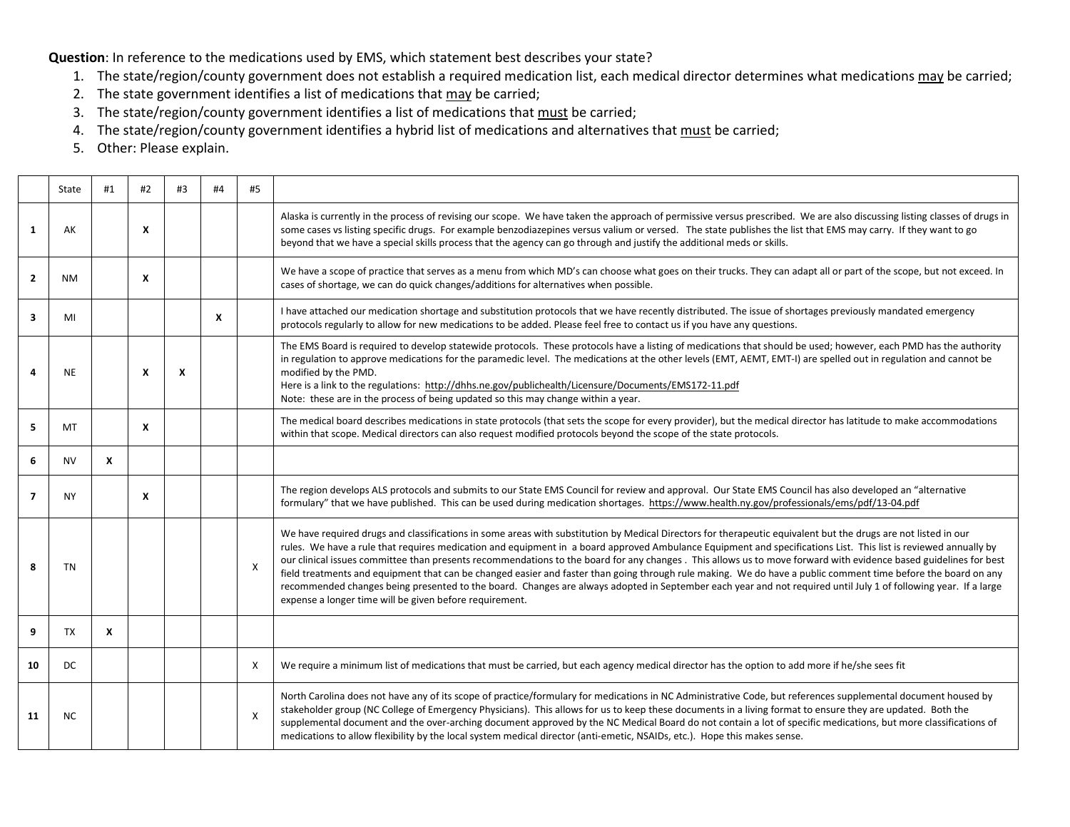**Question**: In reference to the medications used by EMS, which statement best describes your state?

1. The state/region/county government does not establish a required medication list, each medical director determines what medications may be carried;
2. The state government identifies a list of medications that may be carried;
3. The state/region/county government identifies a list of medications that must be carried;
4. The state/region/county government identifies a hybrid list of medications and alternatives that must be carried;
5. Other: Please explain.

| | State | #1 | #2 | #3 | #4 | #5 | |
|---|---|---|---|---|---|---|---|
| **1** | AK | | **X** | | | | Alaska is currently in the process of revising our scope. We have taken the approach of permissive versus prescribed. We are also discussing listing classes of drugs in some cases vs listing specific drugs. For example benzodiazepines versus valium or versed. The state publishes the list that EMS may carry. If they want to go beyond that we have a special skills process that the agency can go through and justify the additional meds or skills. |
| **2** | NM | | **X** | | | | We have a scope of practice that serves as a menu from which MD's can choose what goes on their trucks. They can adapt all or part of the scope, but not exceed. In cases of shortage, we can do quick changes/additions for alternatives when possible. |
| **3** | MI | | | | **X** | | I have attached our medication shortage and substitution protocols that we have recently distributed. The issue of shortages previously mandated emergency protocols regularly to allow for new medications to be added. Please feel free to contact us if you have any questions. |
| **4** | NE | | **X** | **X** | | | The EMS Board is required to develop statewide protocols. These protocols have a listing of medications that should be used; however, each PMD has the authority in regulation to approve medications for the paramedic level. The medications at the other levels (EMT, AEMT, EMT-I) are spelled out in regulation and cannot be modified by the PMD.<br>Here is a link to the regulations: http://dhhs.ne.gov/publichealth/Licensure/Documents/EMS172-11.pdf<br>Note: these are in the process of being updated so this may change within a year. |
| **5** | MT | | **X** | | | | The medical board describes medications in state protocols (that sets the scope for every provider), but the medical director has latitude to make accommodations within that scope. Medical directors can also request modified protocols beyond the scope of the state protocols. |
| **6** | NV | **X** | | | | | |
| **7** | NY | | **X** | | | | The region develops ALS protocols and submits to our State EMS Council for review and approval. Our State EMS Council has also developed an "alternative formulary" that we have published. This can be used during medication shortages. https://www.health.ny.gov/professionals/ems/pdf/13-04.pdf |
| **8** | TN | | | | | X | We have required drugs and classifications in some areas with substitution by Medical Directors for therapeutic equivalent but the drugs are not listed in our rules. We have a rule that requires medication and equipment in a board approved Ambulance Equipment and specifications List. This list is reviewed annually by our clinical issues committee than presents recommendations to the board for any changes . This allows us to move forward with evidence based guidelines for best field treatments and equipment that can be changed easier and faster than going through rule making. We do have a public comment time before the board on any recommended changes being presented to the board. Changes are always adopted in September each year and not required until July 1 of following year. If a large expense a longer time will be given before requirement. |
| **9** | TX | **X** | | | | | |
| **10** | DC | | | | | X | We require a minimum list of medications that must be carried, but each agency medical director has the option to add more if he/she sees fit |
| **11** | NC | | | | | X | North Carolina does not have any of its scope of practice/formulary for medications in NC Administrative Code, but references supplemental document housed by stakeholder group (NC College of Emergency Physicians). This allows for us to keep these documents in a living format to ensure they are updated. Both the supplemental document and the over-arching document approved by the NC Medical Board do not contain a lot of specific medications, but more classifications of medications to allow flexibility by the local system medical director (anti-emetic, NSAIDs, etc.). Hope this makes sense. |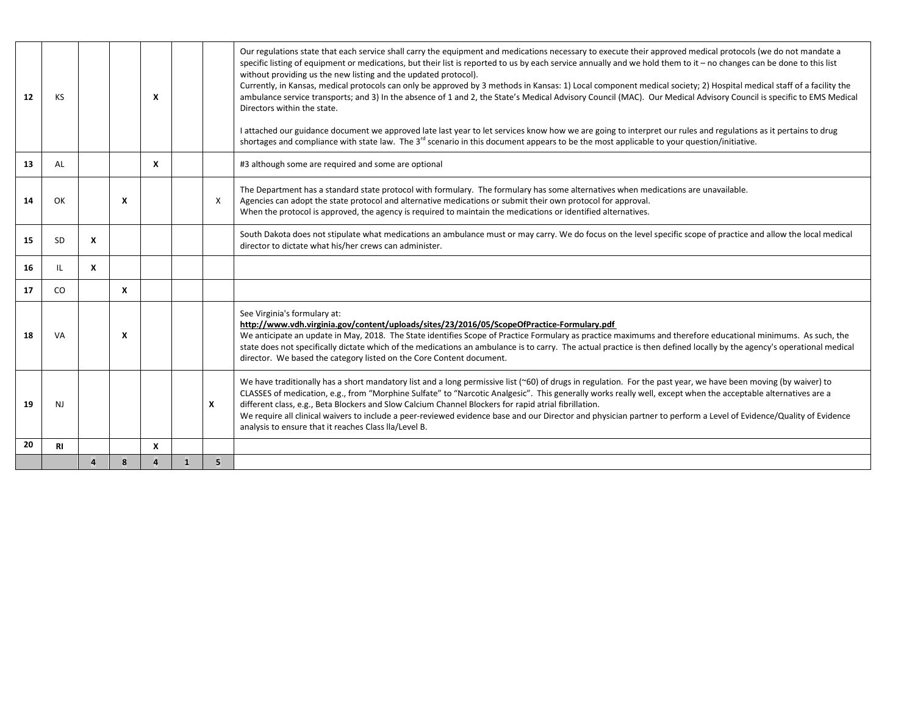| | | | | | | | |
|---|---|---|---|---|---|---|---|
| 12 | KS | | | X | | | Our regulations state that each service shall carry the equipment and medications necessary to execute their approved medical protocols (we do not mandate a specific listing of equipment or medications, but their list is reported to us by each service annually and we hold them to it – no changes can be done to this list without providing us the new listing and the updated protocol).<br>Currently, in Kansas, medical protocols can only be approved by 3 methods in Kansas: 1) Local component medical society; 2) Hospital medical staff of a facility the ambulance service transports; and 3) In the absence of 1 and 2, the State's Medical Advisory Council (MAC). Our Medical Advisory Council is specific to EMS Medical Directors within the state.<br><br>I attached our guidance document we approved late last year to let services know how we are going to interpret our rules and regulations as it pertains to drug shortages and compliance with state law. The 3rd scenario in this document appears to be the most applicable to your question/initiative. |
| 13 | AL | | | X | | | #3 although some are required and some are optional |
| 14 | OK | | X | | | X | The Department has a standard state protocol with formulary. The formulary has some alternatives when medications are unavailable.<br>Agencies can adopt the state protocol and alternative medications or submit their own protocol for approval.<br>When the protocol is approved, the agency is required to maintain the medications or identified alternatives. |
| 15 | SD | X | | | | | South Dakota does not stipulate what medications an ambulance must or may carry. We do focus on the level specific scope of practice and allow the local medical director to dictate what his/her crews can administer. |
| 16 | IL | X | | | | | |
| 17 | CO | | X | | | | |
| 18 | VA | | X | | | | See Virginia's formulary at:<br>**http://www.vdh.virginia.gov/content/uploads/sites/23/2016/05/ScopeOfPractice-Formulary.pdf**<br>We anticipate an update in May, 2018. The State identifies Scope of Practice Formulary as practice maximums and therefore educational minimums. As such, the state does not specifically dictate which of the medications an ambulance is to carry. The actual practice is then defined locally by the agency's operational medical director. We based the category listed on the Core Content document. |
| 19 | NJ | | | | | X | We have traditionally has a short mandatory list and a long permissive list (~60) of drugs in regulation. For the past year, we have been moving (by waiver) to CLASSES of medication, e.g., from "Morphine Sulfate" to "Narcotic Analgesic". This generally works really well, except when the acceptable alternatives are a different class, e.g., Beta Blockers and Slow Calcium Channel Blockers for rapid atrial fibrillation.<br>We require all clinical waivers to include a peer-reviewed evidence base and our Director and physician partner to perform a Level of Evidence/Quality of Evidence analysis to ensure that it reaches Class IIa/Level B. |
| 20 | RI | | | X | | | |
| | | 4 | 8 | 4 | 1 | 5 | |